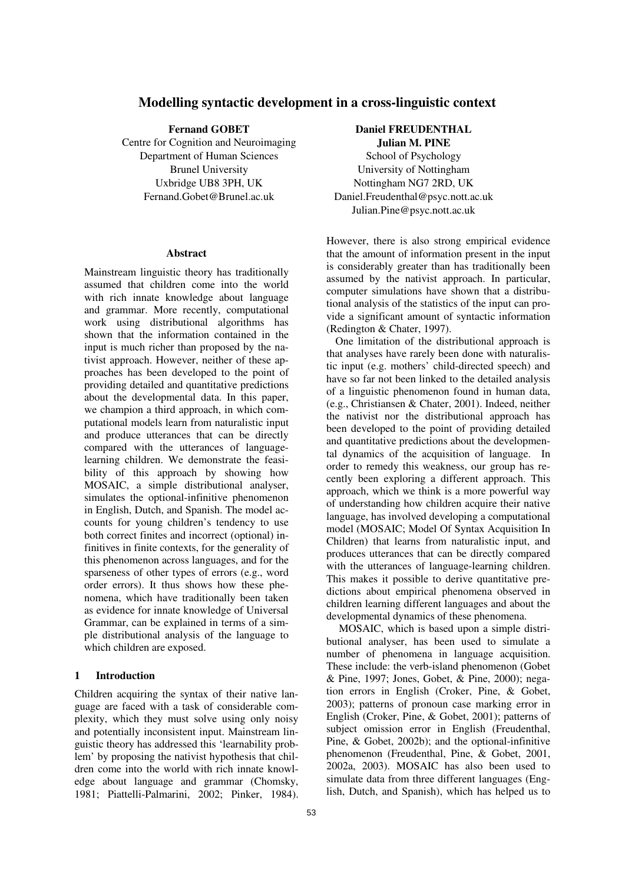# Modelling syntactic development in a cross-linguistic context

**Fernand GOBET**
Centre for Cognition and Neuroimaging
Department of Human Sciences
Brunel University
Uxbridge UB8 3PH, UK
Fernand.Gobet@Brunel.ac.uk

**Daniel FREUDENTHAL**
**Julian M. PINE**
School of Psychology
University of Nottingham
Nottingham NG7 2RD, UK
Daniel.Freudenthal@psyc.nott.ac.uk
Julian.Pine@psyc.nott.ac.uk

## Abstract

Mainstream linguistic theory has traditionally assumed that children come into the world with rich innate knowledge about language and grammar. More recently, computational work using distributional algorithms has shown that the information contained in the input is much richer than proposed by the nativist approach. However, neither of these approaches has been developed to the point of providing detailed and quantitative predictions about the developmental data. In this paper, we champion a third approach, in which computational models learn from naturalistic input and produce utterances that can be directly compared with the utterances of language-learning children. We demonstrate the feasibility of this approach by showing how MOSAIC, a simple distributional analyser, simulates the optional-infinitive phenomenon in English, Dutch, and Spanish. The model accounts for young children's tendency to use both correct finites and incorrect (optional) infinitives in finite contexts, for the generality of this phenomenon across languages, and for the sparseness of other types of errors (e.g., word order errors). It thus shows how these phenomena, which have traditionally been taken as evidence for innate knowledge of Universal Grammar, can be explained in terms of a simple distributional analysis of the language to which children are exposed.

## 1 Introduction

Children acquiring the syntax of their native language are faced with a task of considerable complexity, which they must solve using only noisy and potentially inconsistent input. Mainstream linguistic theory has addressed this 'learnability problem' by proposing the nativist hypothesis that children come into the world with rich innate knowledge about language and grammar (Chomsky, 1981; Piattelli-Palmarini, 2002; Pinker, 1984). However, there is also strong empirical evidence that the amount of information present in the input is considerably greater than has traditionally been assumed by the nativist approach. In particular, computer simulations have shown that a distributional analysis of the statistics of the input can provide a significant amount of syntactic information (Redington & Chater, 1997).

One limitation of the distributional approach is that analyses have rarely been done with naturalistic input (e.g. mothers' child-directed speech) and have so far not been linked to the detailed analysis of a linguistic phenomenon found in human data, (e.g., Christiansen & Chater, 2001). Indeed, neither the nativist nor the distributional approach has been developed to the point of providing detailed and quantitative predictions about the developmental dynamics of the acquisition of language. In order to remedy this weakness, our group has recently been exploring a different approach. This approach, which we think is a more powerful way of understanding how children acquire their native language, has involved developing a computational model (MOSAIC; Model Of Syntax Acquisition In Children) that learns from naturalistic input, and produces utterances that can be directly compared with the utterances of language-learning children. This makes it possible to derive quantitative predictions about empirical phenomena observed in children learning different languages and about the developmental dynamics of these phenomena.

MOSAIC, which is based upon a simple distributional analyser, has been used to simulate a number of phenomena in language acquisition. These include: the verb-island phenomenon (Gobet & Pine, 1997; Jones, Gobet, & Pine, 2000); negation errors in English (Croker, Pine, & Gobet, 2003); patterns of pronoun case marking error in English (Croker, Pine, & Gobet, 2001); patterns of subject omission error in English (Freudenthal, Pine, & Gobet, 2002b); and the optional-infinitive phenomenon (Freudenthal, Pine, & Gobet, 2001, 2002a, 2003). MOSAIC has also been used to simulate data from three different languages (English, Dutch, and Spanish), which has helped us to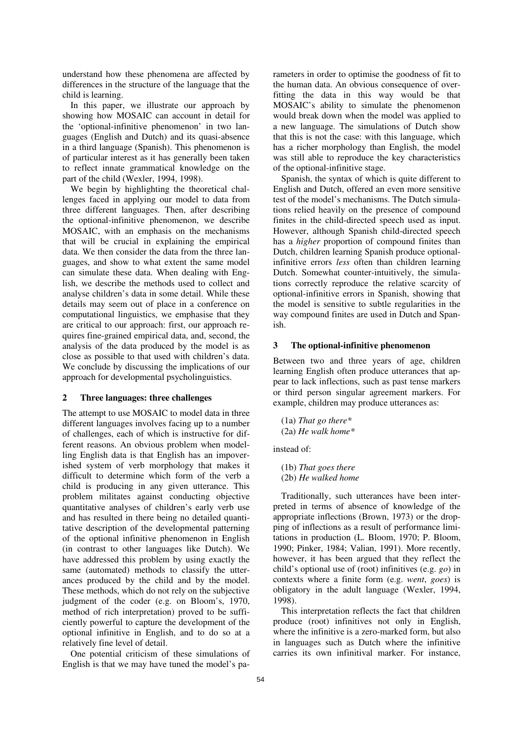understand how these phenomena are affected by differences in the structure of the language that the child is learning.

In this paper, we illustrate our approach by showing how MOSAIC can account in detail for the 'optional-infinitive phenomenon' in two languages (English and Dutch) and its quasi-absence in a third language (Spanish). This phenomenon is of particular interest as it has generally been taken to reflect innate grammatical knowledge on the part of the child (Wexler, 1994, 1998).

We begin by highlighting the theoretical challenges faced in applying our model to data from three different languages. Then, after describing the optional-infinitive phenomenon, we describe MOSAIC, with an emphasis on the mechanisms that will be crucial in explaining the empirical data. We then consider the data from the three languages, and show to what extent the same model can simulate these data. When dealing with English, we describe the methods used to collect and analyse children's data in some detail. While these details may seem out of place in a conference on computational linguistics, we emphasise that they are critical to our approach: first, our approach requires fine-grained empirical data, and, second, the analysis of the data produced by the model is as close as possible to that used with children's data. We conclude by discussing the implications of our approach for developmental psycholinguistics.

## 2 Three languages: three challenges

The attempt to use MOSAIC to model data in three different languages involves facing up to a number of challenges, each of which is instructive for different reasons. An obvious problem when modelling English data is that English has an impoverished system of verb morphology that makes it difficult to determine which form of the verb a child is producing in any given utterance. This problem militates against conducting objective quantitative analyses of children's early verb use and has resulted in there being no detailed quantitative description of the developmental patterning of the optional infinitive phenomenon in English (in contrast to other languages like Dutch). We have addressed this problem by using exactly the same (automated) methods to classify the utterances produced by the child and by the model. These methods, which do not rely on the subjective judgment of the coder (e.g. on Bloom's, 1970, method of rich interpretation) proved to be sufficiently powerful to capture the development of the optional infinitive in English, and to do so at a relatively fine level of detail.

One potential criticism of these simulations of English is that we may have tuned the model's parameters in order to optimise the goodness of fit to the human data. An obvious consequence of overfitting the data in this way would be that MOSAIC's ability to simulate the phenomenon would break down when the model was applied to a new language. The simulations of Dutch show that this is not the case: with this language, which has a richer morphology than English, the model was still able to reproduce the key characteristics of the optional-infinitive stage.

Spanish, the syntax of which is quite different to English and Dutch, offered an even more sensitive test of the model's mechanisms. The Dutch simulations relied heavily on the presence of compound finites in the child-directed speech used as input. However, although Spanish child-directed speech has a *higher* proportion of compound finites than Dutch, children learning Spanish produce optional-infinitive errors *less* often than children learning Dutch. Somewhat counter-intuitively, the simulations correctly reproduce the relative scarcity of optional-infinitive errors in Spanish, showing that the model is sensitive to subtle regularities in the way compound finites are used in Dutch and Spanish.

## 3 The optional-infinitive phenomenon

Between two and three years of age, children learning English often produce utterances that appear to lack inflections, such as past tense markers or third person singular agreement markers. For example, children may produce utterances as:

(1a) *That go there**
(2a) *He walk home**

instead of:

(1b) *That goes there*
(2b) *He walked home*

Traditionally, such utterances have been interpreted in terms of absence of knowledge of the appropriate inflections (Brown, 1973) or the dropping of inflections as a result of performance limitations in production (L. Bloom, 1970; P. Bloom, 1990; Pinker, 1984; Valian, 1991). More recently, however, it has been argued that they reflect the child's optional use of (root) infinitives (e.g. *go*) in contexts where a finite form (e.g. *went*, *goes*) is obligatory in the adult language (Wexler, 1994, 1998).

This interpretation reflects the fact that children produce (root) infinitives not only in English, where the infinitive is a zero-marked form, but also in languages such as Dutch where the infinitive carries its own infinitival marker. For instance,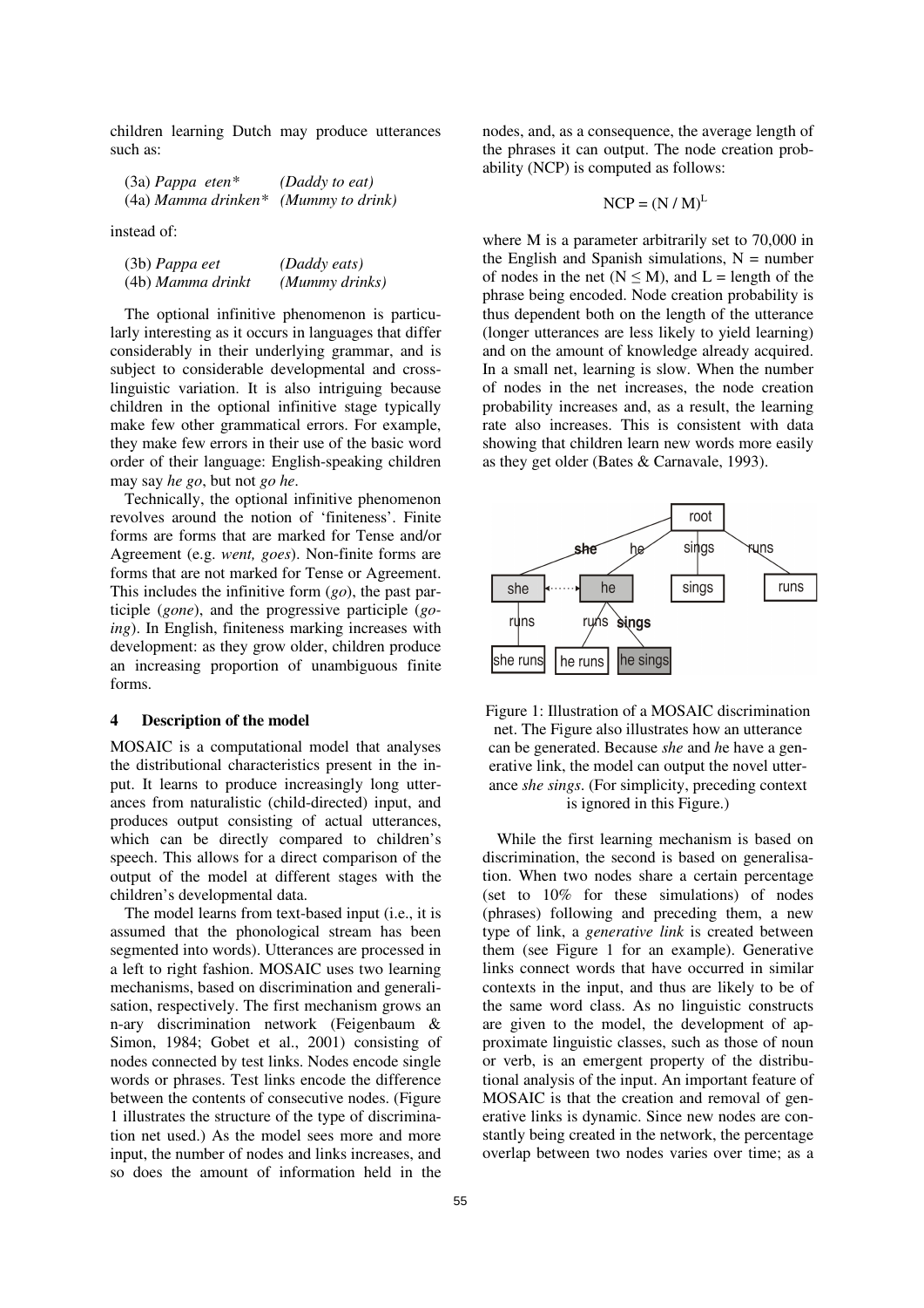children learning Dutch may produce utterances such as:

(3a) *Pappa eten\** *(Daddy to eat)*
(4a) *Mamma drinken\** *(Mummy to drink)*

instead of:

(3b) *Pappa eet* *(Daddy eats)*
(4b) *Mamma drinkt* *(Mummy drinks)*

The optional infinitive phenomenon is particularly interesting as it occurs in languages that differ considerably in their underlying grammar, and is subject to considerable developmental and cross-linguistic variation. It is also intriguing because children in the optional infinitive stage typically make few other grammatical errors. For example, they make few errors in their use of the basic word order of their language: English-speaking children may say *he go*, but not *go he*.

Technically, the optional infinitive phenomenon revolves around the notion of 'finiteness'. Finite forms are forms that are marked for Tense and/or Agreement (e.g. *went, goes*). Non-finite forms are forms that are not marked for Tense or Agreement. This includes the infinitive form (*go*), the past participle (*gone*), and the progressive participle (*going*). In English, finiteness marking increases with development: as they grow older, children produce an increasing proportion of unambiguous finite forms.

## 4 Description of the model

MOSAIC is a computational model that analyses the distributional characteristics present in the input. It learns to produce increasingly long utterances from naturalistic (child-directed) input, and produces output consisting of actual utterances, which can be directly compared to children's speech. This allows for a direct comparison of the output of the model at different stages with the children's developmental data.

The model learns from text-based input (i.e., it is assumed that the phonological stream has been segmented into words). Utterances are processed in a left to right fashion. MOSAIC uses two learning mechanisms, based on discrimination and generalisation, respectively. The first mechanism grows an n-ary discrimination network (Feigenbaum & Simon, 1984; Gobet et al., 2001) consisting of nodes connected by test links. Nodes encode single words or phrases. Test links encode the difference between the contents of consecutive nodes. (Figure 1 illustrates the structure of the type of discrimination net used.) As the model sees more and more input, the number of nodes and links increases, and so does the amount of information held in the nodes, and, as a consequence, the average length of the phrases it can output. The node creation probability (NCP) is computed as follows:

$$NCP = (N / M)^L$$

where M is a parameter arbitrarily set to 70,000 in the English and Spanish simulations, N = number of nodes in the net ($N \leq M$), and L = length of the phrase being encoded. Node creation probability is thus dependent both on the length of the utterance (longer utterances are less likely to yield learning) and on the amount of knowledge already acquired. In a small net, learning is slow. When the number of nodes in the net increases, the node creation probability increases and, as a result, the learning rate also increases. This is consistent with data showing that children learn new words more easily as they get older (Bates & Carnavale, 1993).

Figure 1: Illustration of a MOSAIC discrimination net. The Figure also illustrates how an utterance can be generated. Because *she* and *he* have a generative link, the model can output the novel utterance *she sings*. (For simplicity, preceding context is ignored in this Figure.)

While the first learning mechanism is based on discrimination, the second is based on generalisation. When two nodes share a certain percentage (set to 10% for these simulations) of nodes (phrases) following and preceding them, a new type of link, a *generative link* is created between them (see Figure 1 for an example). Generative links connect words that have occurred in similar contexts in the input, and thus are likely to be of the same word class. As no linguistic constructs are given to the model, the development of approximate linguistic classes, such as those of noun or verb, is an emergent property of the distributional analysis of the input. An important feature of MOSAIC is that the creation and removal of generative links is dynamic. Since new nodes are constantly being created in the network, the percentage overlap between two nodes varies over time; as a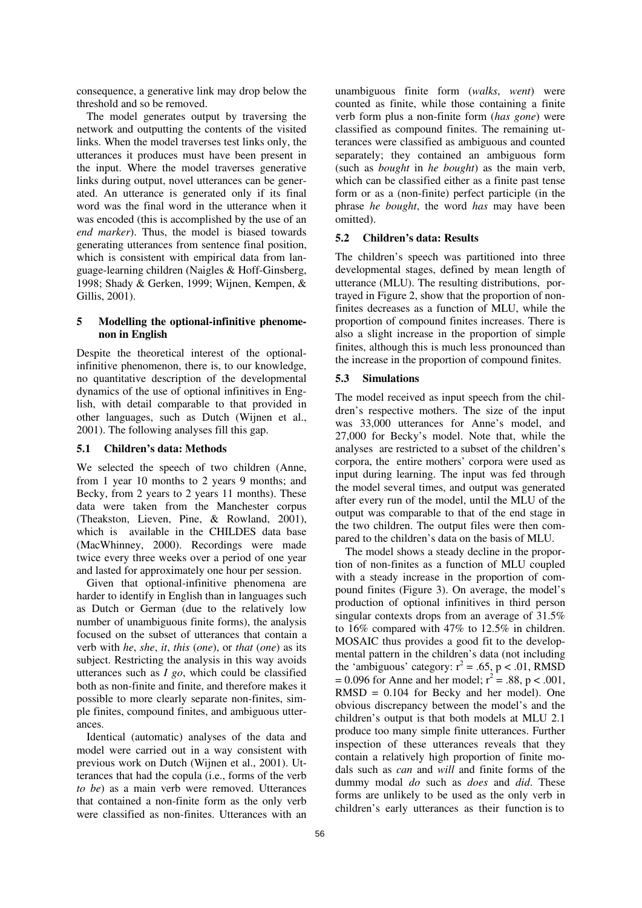consequence, a generative link may drop below the threshold and so be removed.

The model generates output by traversing the network and outputting the contents of the visited links. When the model traverses test links only, the utterances it produces must have been present in the input. Where the model traverses generative links during output, novel utterances can be generated. An utterance is generated only if its final word was the final word in the utterance when it was encoded (this is accomplished by the use of an *end marker*). Thus, the model is biased towards generating utterances from sentence final position, which is consistent with empirical data from language-learning children (Naigles & Hoff-Ginsberg, 1998; Shady & Gerken, 1999; Wijnen, Kempen, & Gillis, 2001).

## 5 Modelling the optional-infinitive phenomenon in English

Despite the theoretical interest of the optional-infinitive phenomenon, there is, to our knowledge, no quantitative description of the developmental dynamics of the use of optional infinitives in English, with detail comparable to that provided in other languages, such as Dutch (Wijnen et al., 2001). The following analyses fill this gap.

### 5.1 Children's data: Methods

We selected the speech of two children (Anne, from 1 year 10 months to 2 years 9 months; and Becky, from 2 years to 2 years 11 months). These data were taken from the Manchester corpus (Theakston, Lieven, Pine, & Rowland, 2001), which is available in the CHILDES data base (MacWhinney, 2000). Recordings were made twice every three weeks over a period of one year and lasted for approximately one hour per session.

Given that optional-infinitive phenomena are harder to identify in English than in languages such as Dutch or German (due to the relatively low number of unambiguous finite forms), the analysis focused on the subset of utterances that contain a verb with *he*, *she*, *it*, *this* (*one*), or *that* (*one*) as its subject. Restricting the analysis in this way avoids utterances such as *I go*, which could be classified both as non-finite and finite, and therefore makes it possible to more clearly separate non-finites, simple finites, compound finites, and ambiguous utterances.

Identical (automatic) analyses of the data and model were carried out in a way consistent with previous work on Dutch (Wijnen et al., 2001). Utterances that had the copula (i.e., forms of the verb *to be*) as a main verb were removed. Utterances that contained a non-finite form as the only verb were classified as non-finites. Utterances with an unambiguous finite form (*walks*, *went*) were counted as finite, while those containing a finite verb form plus a non-finite form (*has gone*) were classified as compound finites. The remaining utterances were classified as ambiguous and counted separately; they contained an ambiguous form (such as *bought* in *he bought*) as the main verb, which can be classified either as a finite past tense form or as a (non-finite) perfect participle (in the phrase *he bought*, the word *has* may have been omitted).

### 5.2 Children's data: Results

The children's speech was partitioned into three developmental stages, defined by mean length of utterance (MLU). The resulting distributions, portrayed in Figure 2, show that the proportion of non-finites decreases as a function of MLU, while the proportion of compound finites increases. There is also a slight increase in the proportion of simple finites, although this is much less pronounced than the increase in the proportion of compound finites.

### 5.3 Simulations

The model received as input speech from the children's respective mothers. The size of the input was 33,000 utterances for Anne's model, and 27,000 for Becky's model. Note that, while the analyses are restricted to a subset of the children's corpora, the entire mothers' corpora were used as input during learning. The input was fed through the model several times, and output was generated after every run of the model, until the MLU of the output was comparable to that of the end stage in the two children. The output files were then compared to the children's data on the basis of MLU.

The model shows a steady decline in the proportion of non-finites as a function of MLU coupled with a steady increase in the proportion of compound finites (Figure 3). On average, the model's production of optional infinitives in third person singular contexts drops from an average of 31.5% to 16% compared with 47% to 12.5% in children. MOSAIC thus provides a good fit to the developmental pattern in the children's data (not including the 'ambiguous' category: $r^2 = .65$, $p < .01$, RMSD = 0.096 for Anne and her model; $r^2 = .88$, $p < .001$, RMSD = 0.104 for Becky and her model). One obvious discrepancy between the model's and the children's output is that both models at MLU 2.1 produce too many simple finite utterances. Further inspection of these utterances reveals that they contain a relatively high proportion of finite modals such as *can* and *will* and finite forms of the dummy modal *do* such as *does* and *did*. These forms are unlikely to be used as the only verb in children's early utterances as their function is to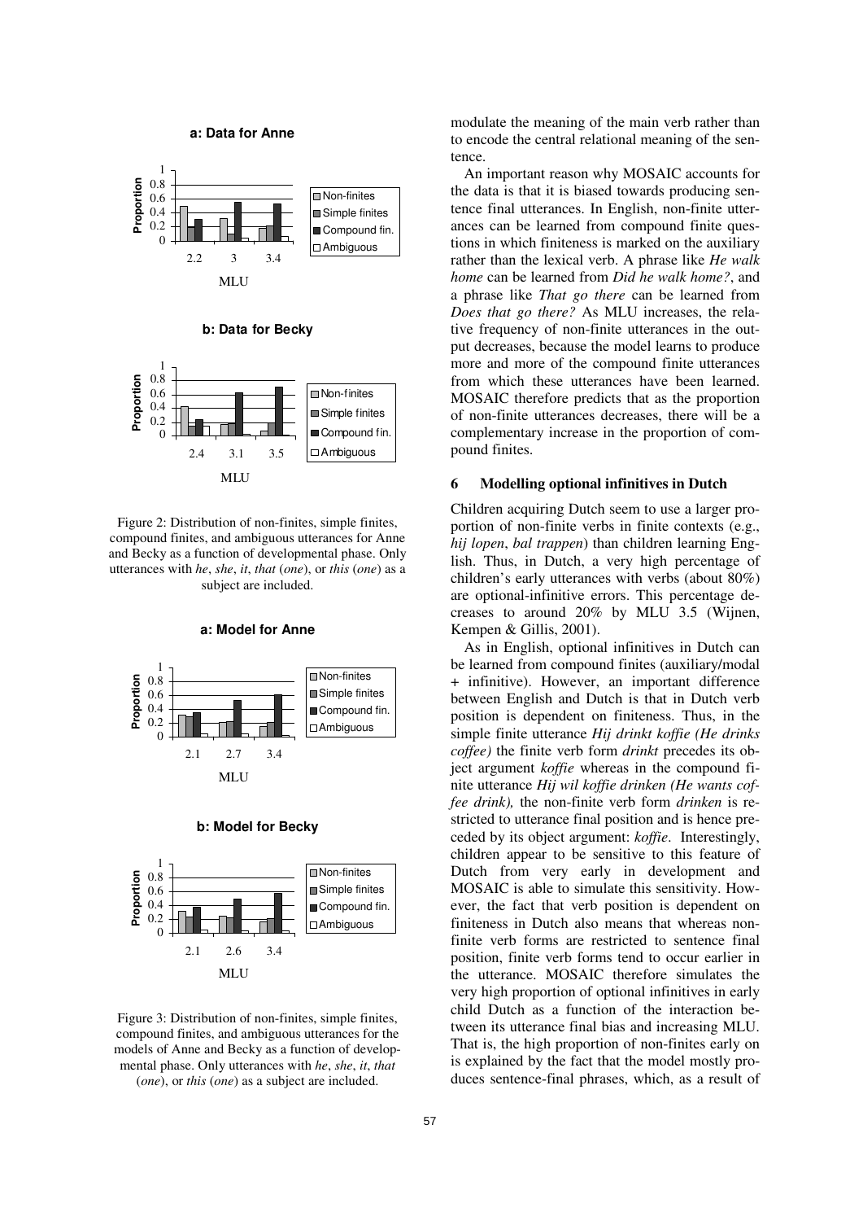**a: Data for Anne**

**b: Data for Becky**

Figure 2: Distribution of non-finites, simple finites, compound finites, and ambiguous utterances for Anne and Becky as a function of developmental phase. Only utterances with *he*, *she*, *it*, *that* (*one*), or *this* (*one*) as a subject are included.

**a: Model for Anne**

**b: Model for Becky**

Figure 3: Distribution of non-finites, simple finites, compound finites, and ambiguous utterances for the models of Anne and Becky as a function of developmental phase. Only utterances with *he*, *she*, *it*, *that* (*one*), or *this* (*one*) as a subject are included.

modulate the meaning of the main verb rather than to encode the central relational meaning of the sentence.

An important reason why MOSAIC accounts for the data is that it is biased towards producing sentence final utterances. In English, non-finite utterances can be learned from compound finite questions in which finiteness is marked on the auxiliary rather than the lexical verb. A phrase like *He walk home* can be learned from *Did he walk home?*, and a phrase like *That go there* can be learned from *Does that go there?* As MLU increases, the relative frequency of non-finite utterances in the output decreases, because the model learns to produce more and more of the compound finite utterances from which these utterances have been learned. MOSAIC therefore predicts that as the proportion of non-finite utterances decreases, there will be a complementary increase in the proportion of compound finites.

## 6 Modelling optional infinitives in Dutch

Children acquiring Dutch seem to use a larger proportion of non-finite verbs in finite contexts (e.g., *hij lopen*, *bal trappen*) than children learning English. Thus, in Dutch, a very high percentage of children's early utterances with verbs (about 80%) are optional-infinitive errors. This percentage decreases to around 20% by MLU 3.5 (Wijnen, Kempen & Gillis, 2001).

As in English, optional infinitives in Dutch can be learned from compound finites (auxiliary/modal + infinitive). However, an important difference between English and Dutch is that in Dutch verb position is dependent on finiteness. Thus, in the simple finite utterance *Hij drinkt koffie (He drinks coffee)* the finite verb form *drinkt* precedes its object argument *koffie* whereas in the compound finite utterance *Hij wil koffie drinken (He wants coffee drink),* the non-finite verb form *drinken* is restricted to utterance final position and is hence preceded by its object argument: *koffie*. Interestingly, children appear to be sensitive to this feature of Dutch from very early in development and MOSAIC is able to simulate this sensitivity. However, the fact that verb position is dependent on finiteness in Dutch also means that whereas non-finite verb forms are restricted to sentence final position, finite verb forms tend to occur earlier in the utterance. MOSAIC therefore simulates the very high proportion of optional infinitives in early child Dutch as a function of the interaction between its utterance final bias and increasing MLU. That is, the high proportion of non-finites early on is explained by the fact that the model mostly produces sentence-final phrases, which, as a result of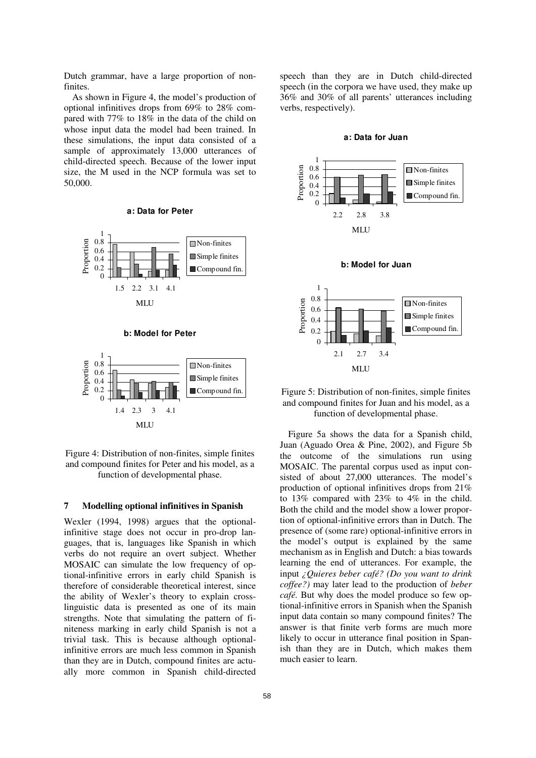Dutch grammar, have a large proportion of non-finites.

As shown in Figure 4, the model's production of optional infinitives drops from 69% to 28% compared with 77% to 18% in the data of the child on whose input data the model had been trained. In these simulations, the input data consisted of a sample of approximately 13,000 utterances of child-directed speech. Because of the lower input size, the M used in the NCP formula was set to 50,000.

**a: Data for Peter**

**b: Model for Peter**

Figure 4: Distribution of non-finites, simple finites and compound finites for Peter and his model, as a function of developmental phase.

## 7 Modelling optional infinitives in Spanish

Wexler (1994, 1998) argues that the optional-infinitive stage does not occur in pro-drop languages, that is, languages like Spanish in which verbs do not require an overt subject. Whether MOSAIC can simulate the low frequency of optional-infinitive errors in early child Spanish is therefore of considerable theoretical interest, since the ability of Wexler's theory to explain cross-linguistic data is presented as one of its main strengths. Note that simulating the pattern of finiteness marking in early child Spanish is not a trivial task. This is because although optional-infinitive errors are much less common in Spanish than they are in Dutch, compound finites are actually more common in Spanish child-directed speech than they are in Dutch child-directed speech (in the corpora we have used, they make up 36% and 30% of all parents' utterances including verbs, respectively).

**a: Data for Juan**

**b: Model for Juan**

Figure 5: Distribution of non-finites, simple finites and compound finites for Juan and his model, as a function of developmental phase.

Figure 5a shows the data for a Spanish child, Juan (Aguado Orea & Pine, 2002), and Figure 5b the outcome of the simulations run using MOSAIC. The parental corpus used as input consisted of about 27,000 utterances. The model's production of optional infinitives drops from 21% to 13% compared with 23% to 4% in the child. Both the child and the model show a lower proportion of optional-infinitive errors than in Dutch. The presence of (some rare) optional-infinitive errors in the model's output is explained by the same mechanism as in English and Dutch: a bias towards learning the end of utterances. For example, the input *¿Quieres beber café? (Do you want to drink coffee?)* may later lead to the production of *beber café.* But why does the model produce so few optional-infinitive errors in Spanish when the Spanish input data contain so many compound finites? The answer is that finite verb forms are much more likely to occur in utterance final position in Spanish than they are in Dutch, which makes them much easier to learn.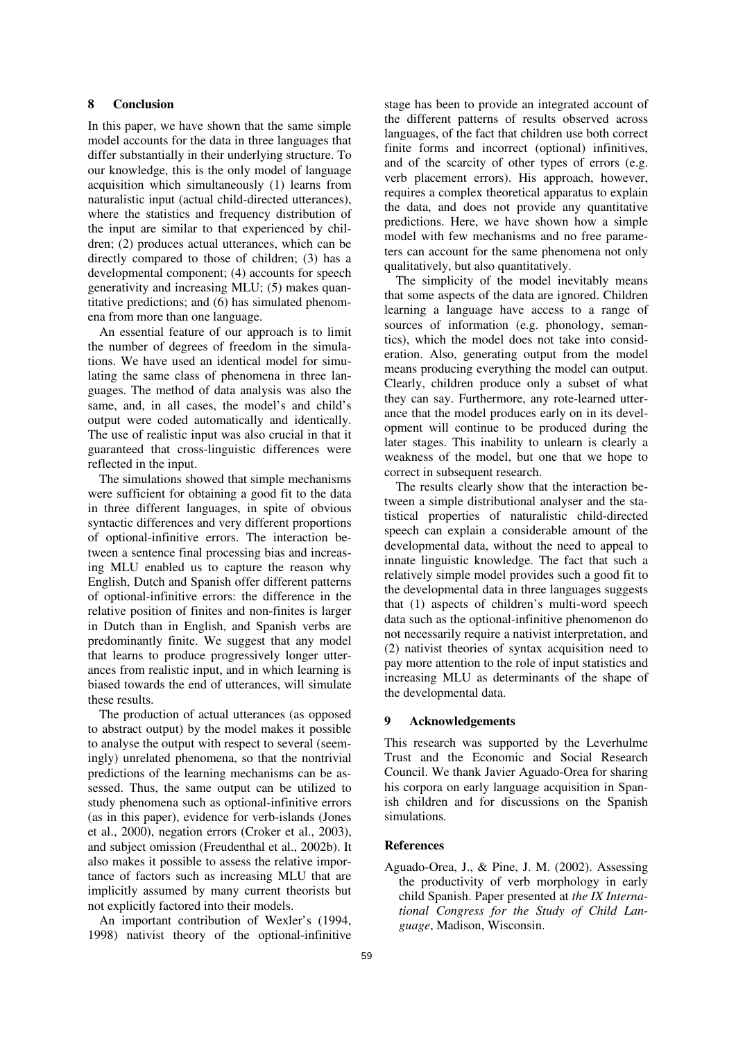## 8 Conclusion

In this paper, we have shown that the same simple model accounts for the data in three languages that differ substantially in their underlying structure. To our knowledge, this is the only model of language acquisition which simultaneously (1) learns from naturalistic input (actual child-directed utterances), where the statistics and frequency distribution of the input are similar to that experienced by children; (2) produces actual utterances, which can be directly compared to those of children; (3) has a developmental component; (4) accounts for speech generativity and increasing MLU; (5) makes quantitative predictions; and (6) has simulated phenomena from more than one language.

An essential feature of our approach is to limit the number of degrees of freedom in the simulations. We have used an identical model for simulating the same class of phenomena in three languages. The method of data analysis was also the same, and, in all cases, the model's and child's output were coded automatically and identically. The use of realistic input was also crucial in that it guaranteed that cross-linguistic differences were reflected in the input.

The simulations showed that simple mechanisms were sufficient for obtaining a good fit to the data in three different languages, in spite of obvious syntactic differences and very different proportions of optional-infinitive errors. The interaction between a sentence final processing bias and increasing MLU enabled us to capture the reason why English, Dutch and Spanish offer different patterns of optional-infinitive errors: the difference in the relative position of finites and non-finites is larger in Dutch than in English, and Spanish verbs are predominantly finite. We suggest that any model that learns to produce progressively longer utterances from realistic input, and in which learning is biased towards the end of utterances, will simulate these results.

The production of actual utterances (as opposed to abstract output) by the model makes it possible to analyse the output with respect to several (seemingly) unrelated phenomena, so that the nontrivial predictions of the learning mechanisms can be assessed. Thus, the same output can be utilized to study phenomena such as optional-infinitive errors (as in this paper), evidence for verb-islands (Jones et al., 2000), negation errors (Croker et al., 2003), and subject omission (Freudenthal et al., 2002b). It also makes it possible to assess the relative importance of factors such as increasing MLU that are implicitly assumed by many current theorists but not explicitly factored into their models.

An important contribution of Wexler's (1994, 1998) nativist theory of the optional-infinitive stage has been to provide an integrated account of the different patterns of results observed across languages, of the fact that children use both correct finite forms and incorrect (optional) infinitives, and of the scarcity of other types of errors (e.g. verb placement errors). His approach, however, requires a complex theoretical apparatus to explain the data, and does not provide any quantitative predictions. Here, we have shown how a simple model with few mechanisms and no free parameters can account for the same phenomena not only qualitatively, but also quantitatively.

The simplicity of the model inevitably means that some aspects of the data are ignored. Children learning a language have access to a range of sources of information (e.g. phonology, semantics), which the model does not take into consideration. Also, generating output from the model means producing everything the model can output. Clearly, children produce only a subset of what they can say. Furthermore, any rote-learned utterance that the model produces early on in its development will continue to be produced during the later stages. This inability to unlearn is clearly a weakness of the model, but one that we hope to correct in subsequent research.

The results clearly show that the interaction between a simple distributional analyser and the statistical properties of naturalistic child-directed speech can explain a considerable amount of the developmental data, without the need to appeal to innate linguistic knowledge. The fact that such a relatively simple model provides such a good fit to the developmental data in three languages suggests that (1) aspects of children's multi-word speech data such as the optional-infinitive phenomenon do not necessarily require a nativist interpretation, and (2) nativist theories of syntax acquisition need to pay more attention to the role of input statistics and increasing MLU as determinants of the shape of the developmental data.

## 9 Acknowledgements

This research was supported by the Leverhulme Trust and the Economic and Social Research Council. We thank Javier Aguado-Orea for sharing his corpora on early language acquisition in Spanish children and for discussions on the Spanish simulations.

## References

Aguado-Orea, J., & Pine, J. M. (2002). Assessing the productivity of verb morphology in early child Spanish. Paper presented at *the IX International Congress for the Study of Child Language*, Madison, Wisconsin.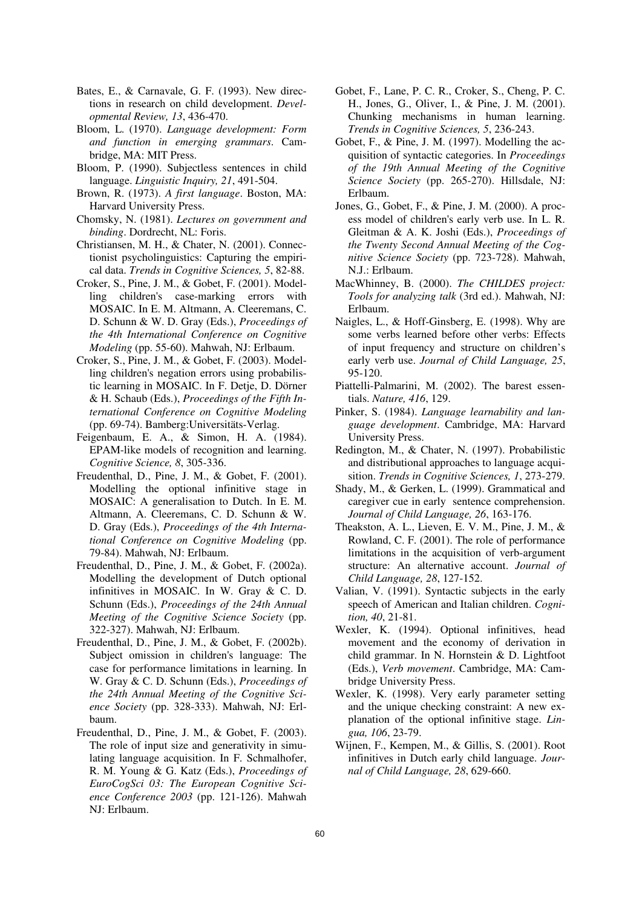Bates, E., & Carnavale, G. F. (1993). New directions in research on child development. *Developmental Review, 13*, 436-470.

Bloom, L. (1970). *Language development: Form and function in emerging grammars*. Cambridge, MA: MIT Press.

Bloom, P. (1990). Subjectless sentences in child language. *Linguistic Inquiry, 21*, 491-504.

Brown, R. (1973). *A first language*. Boston, MA: Harvard University Press.

Chomsky, N. (1981). *Lectures on government and binding*. Dordrecht, NL: Foris.

Christiansen, M. H., & Chater, N. (2001). Connectionist psycholinguistics: Capturing the empirical data. *Trends in Cognitive Sciences, 5*, 82-88.

Croker, S., Pine, J. M., & Gobet, F. (2001). Modelling children's case-marking errors with MOSAIC. In E. M. Altmann, A. Cleeremans, C. D. Schunn & W. D. Gray (Eds.), *Proceedings of the 4th International Conference on Cognitive Modeling* (pp. 55-60). Mahwah, NJ: Erlbaum.

Croker, S., Pine, J. M., & Gobet, F. (2003). Modelling children's negation errors using probabilistic learning in MOSAIC. In F. Detje, D. Dörner & H. Schaub (Eds.), *Proceedings of the Fifth International Conference on Cognitive Modeling* (pp. 69-74). Bamberg:Universitäts-Verlag.

Feigenbaum, E. A., & Simon, H. A. (1984). EPAM-like models of recognition and learning. *Cognitive Science, 8*, 305-336.

Freudenthal, D., Pine, J. M., & Gobet, F. (2001). Modelling the optional infinitive stage in MOSAIC: A generalisation to Dutch. In E. M. Altmann, A. Cleeremans, C. D. Schunn & W. D. Gray (Eds.), *Proceedings of the 4th International Conference on Cognitive Modeling* (pp. 79-84). Mahwah, NJ: Erlbaum.

Freudenthal, D., Pine, J. M., & Gobet, F. (2002a). Modelling the development of Dutch optional infinitives in MOSAIC. In W. Gray & C. D. Schunn (Eds.), *Proceedings of the 24th Annual Meeting of the Cognitive Science Society* (pp. 322-327). Mahwah, NJ: Erlbaum.

Freudenthal, D., Pine, J. M., & Gobet, F. (2002b). Subject omission in children's language: The case for performance limitations in learning. In W. Gray & C. D. Schunn (Eds.), *Proceedings of the 24th Annual Meeting of the Cognitive Science Society* (pp. 328-333). Mahwah, NJ: Erlbaum.

Freudenthal, D., Pine, J. M., & Gobet, F. (2003). The role of input size and generativity in simulating language acquisition. In F. Schmalhofer, R. M. Young & G. Katz (Eds.), *Proceedings of EuroCogSci 03: The European Cognitive Science Conference 2003* (pp. 121-126). Mahwah NJ: Erlbaum.

Gobet, F., Lane, P. C. R., Croker, S., Cheng, P. C. H., Jones, G., Oliver, I., & Pine, J. M. (2001). Chunking mechanisms in human learning. *Trends in Cognitive Sciences, 5*, 236-243.

Gobet, F., & Pine, J. M. (1997). Modelling the acquisition of syntactic categories. In *Proceedings of the 19th Annual Meeting of the Cognitive Science Society* (pp. 265-270). Hillsdale, NJ: Erlbaum.

Jones, G., Gobet, F., & Pine, J. M. (2000). A process model of children's early verb use. In L. R. Gleitman & A. K. Joshi (Eds.), *Proceedings of the Twenty Second Annual Meeting of the Cognitive Science Society* (pp. 723-728). Mahwah, N.J.: Erlbaum.

MacWhinney, B. (2000). *The CHILDES project: Tools for analyzing talk* (3rd ed.). Mahwah, NJ: Erlbaum.

Naigles, L., & Hoff-Ginsberg, E. (1998). Why are some verbs learned before other verbs: Effects of input frequency and structure on children's early verb use. *Journal of Child Language, 25*, 95-120.

Piattelli-Palmarini, M. (2002). The barest essentials. *Nature, 416*, 129.

Pinker, S. (1984). *Language learnability and language development*. Cambridge, MA: Harvard University Press.

Redington, M., & Chater, N. (1997). Probabilistic and distributional approaches to language acquisition. *Trends in Cognitive Sciences, 1*, 273-279.

Shady, M., & Gerken, L. (1999). Grammatical and caregiver cue in early sentence comprehension. *Journal of Child Language, 26*, 163-176.

Theakston, A. L., Lieven, E. V. M., Pine, J. M., & Rowland, C. F. (2001). The role of performance limitations in the acquisition of verb-argument structure: An alternative account. *Journal of Child Language, 28*, 127-152.

Valian, V. (1991). Syntactic subjects in the early speech of American and Italian children. *Cognition, 40*, 21-81.

Wexler, K. (1994). Optional infinitives, head movement and the economy of derivation in child grammar. In N. Hornstein & D. Lightfoot (Eds.), *Verb movement*. Cambridge, MA: Cambridge University Press.

Wexler, K. (1998). Very early parameter setting and the unique checking constraint: A new explanation of the optional infinitive stage. *Lingua, 106*, 23-79.

Wijnen, F., Kempen, M., & Gillis, S. (2001). Root infinitives in Dutch early child language. *Journal of Child Language, 28*, 629-660.